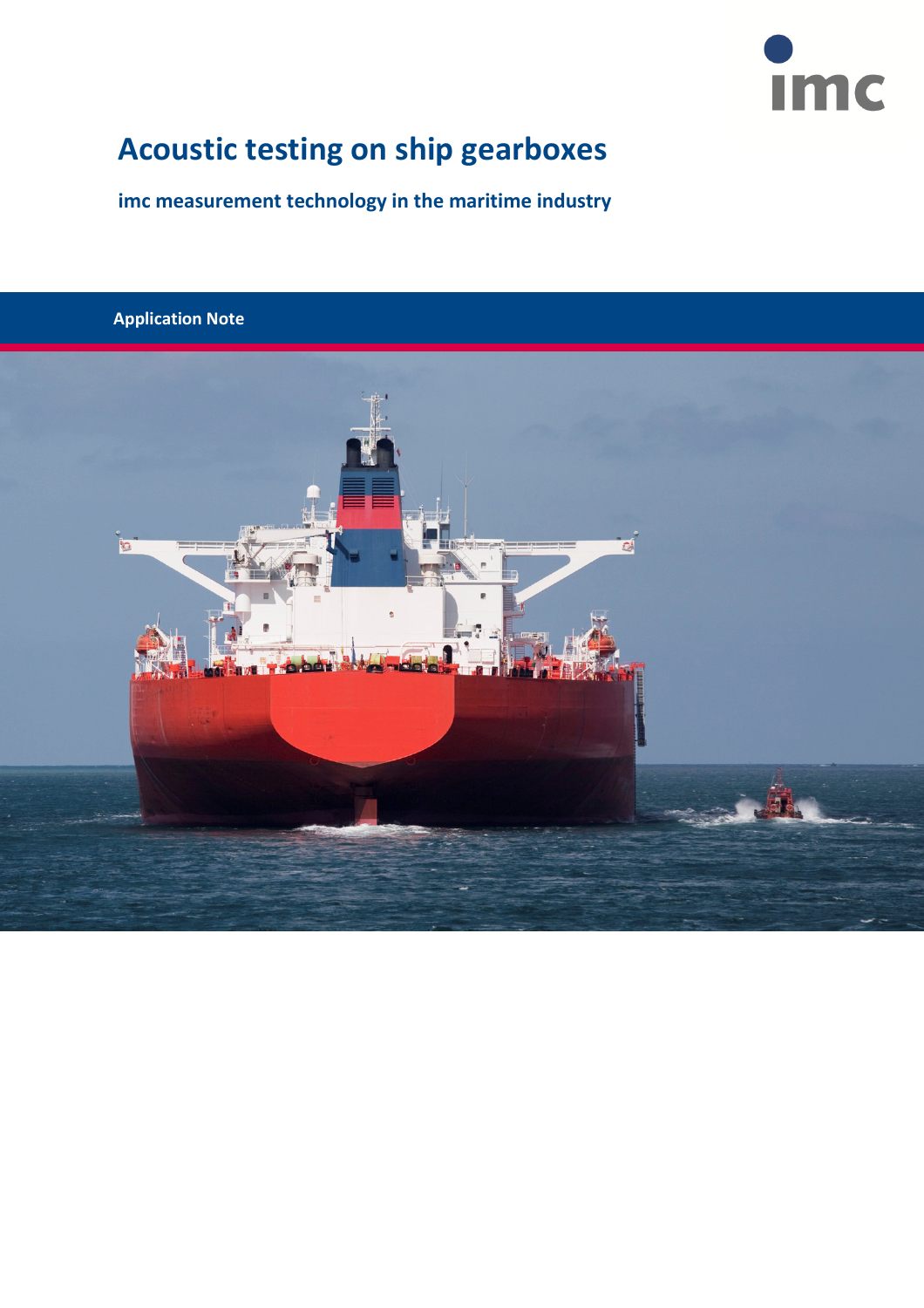# Acoustic testing on ship gearboxes

**imc measurement technology in the maritime industry**

**Application Note**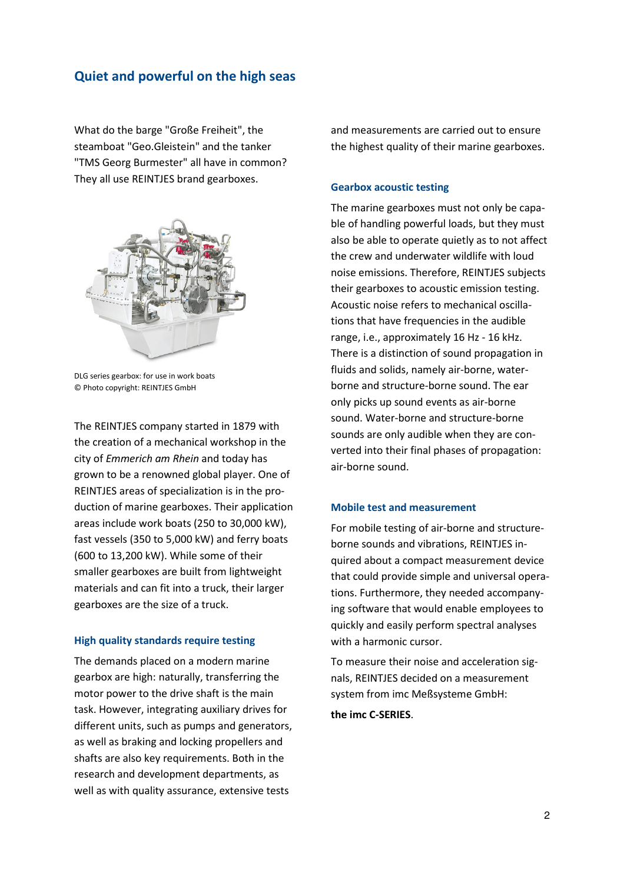## Quiet and powerful on the high seas

What do the barge "Große Freiheit", the steamboat "Geo.Gleistein" and the tanker "TMS Georg Burmester" all have in common? They all use REINTJES brand gearboxes.

DLG series gearbox: for use in work boats
© Photo copyright: REINTJES GmbH

The REINTJES company started in 1879 with the creation of a mechanical workshop in the city of *Emmerich am Rhein* and today has grown to be a renowned global player. One of REINTJES areas of specialization is in the production of marine gearboxes. Their application areas include work boats (250 to 30,000 kW), fast vessels (350 to 5,000 kW) and ferry boats (600 to 13,200 kW). While some of their smaller gearboxes are built from lightweight materials and can fit into a truck, their larger gearboxes are the size of a truck.

### High quality standards require testing

The demands placed on a modern marine gearbox are high: naturally, transferring the motor power to the drive shaft is the main task. However, integrating auxiliary drives for different units, such as pumps and generators, as well as braking and locking propellers and shafts are also key requirements. Both in the research and development departments, as well as with quality assurance, extensive tests and measurements are carried out to ensure the highest quality of their marine gearboxes.

### Gearbox acoustic testing

The marine gearboxes must not only be capable of handling powerful loads, but they must also be able to operate quietly as to not affect the crew and underwater wildlife with loud noise emissions. Therefore, REINTJES subjects their gearboxes to acoustic emission testing. Acoustic noise refers to mechanical oscillations that have frequencies in the audible range, i.e., approximately 16 Hz - 16 kHz. There is a distinction of sound propagation in fluids and solids, namely air-borne, water-borne and structure-borne sound. The ear only picks up sound events as air-borne sound. Water-borne and structure-borne sounds are only audible when they are converted into their final phases of propagation: air-borne sound.

### Mobile test and measurement

For mobile testing of air-borne and structure-borne sounds and vibrations, REINTJES inquired about a compact measurement device that could provide simple and universal operations. Furthermore, they needed accompanying software that would enable employees to quickly and easily perform spectral analyses with a harmonic cursor.

To measure their noise and acceleration signals, REINTJES decided on a measurement system from imc Meßsysteme GmbH:

**the imc C-SERIES**.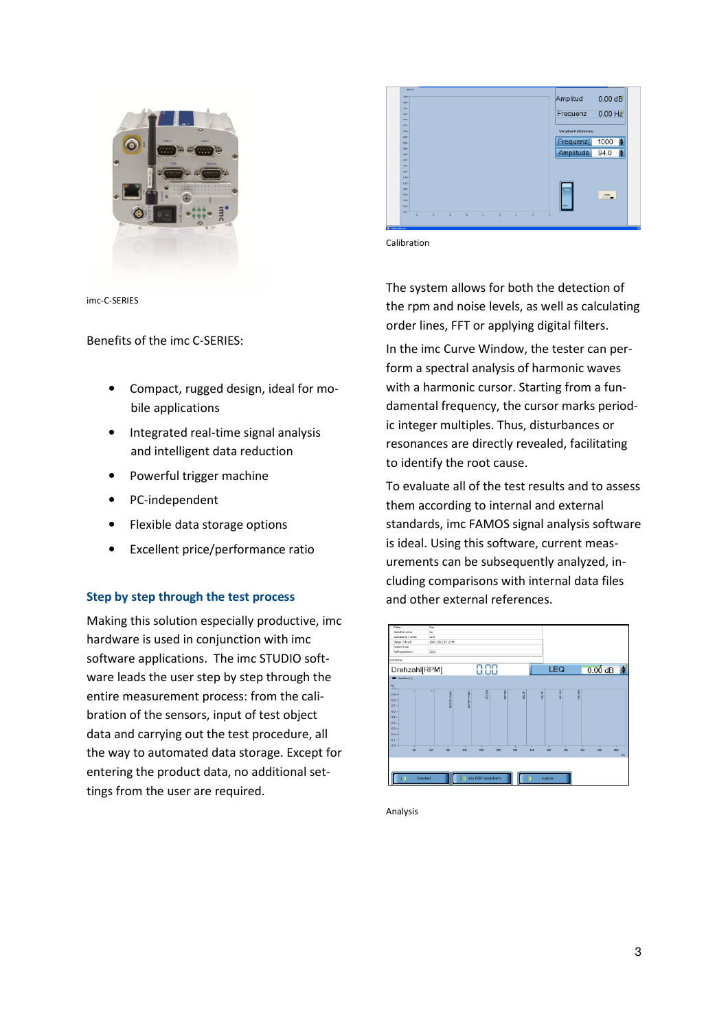imc-C-SERIES

Benefits of the imc C-SERIES:

- Compact, rugged design, ideal for mobile applications
- Integrated real-time signal analysis and intelligent data reduction
- Powerful trigger machine
- PC-independent
- Flexible data storage options
- Excellent price/performance ratio

### Step by step through the test process

Making this solution especially productive, imc hardware is used in conjunction with imc software applications. The imc STUDIO software leads the user step by step through the entire measurement process: from the calibration of the sensors, input of test object data and carrying out the test procedure, all the way to automated data storage. Except for entering the product data, no additional settings from the user are required.

Calibration

The system allows for both the detection of the rpm and noise levels, as well as calculating order lines, FFT or applying digital filters.

In the imc Curve Window, the tester can perform a spectral analysis of harmonic waves with a harmonic cursor. Starting from a fundamental frequency, the cursor marks periodic integer multiples. Thus, disturbances or resonances are directly revealed, facilitating to identify the root cause.

To evaluate all of the test results and to assess them according to internal and external standards, imc FAMOS signal analysis software is ideal. Using this software, current measurements can be subsequently analyzed, including comparisons with internal data files and other external references.

Analysis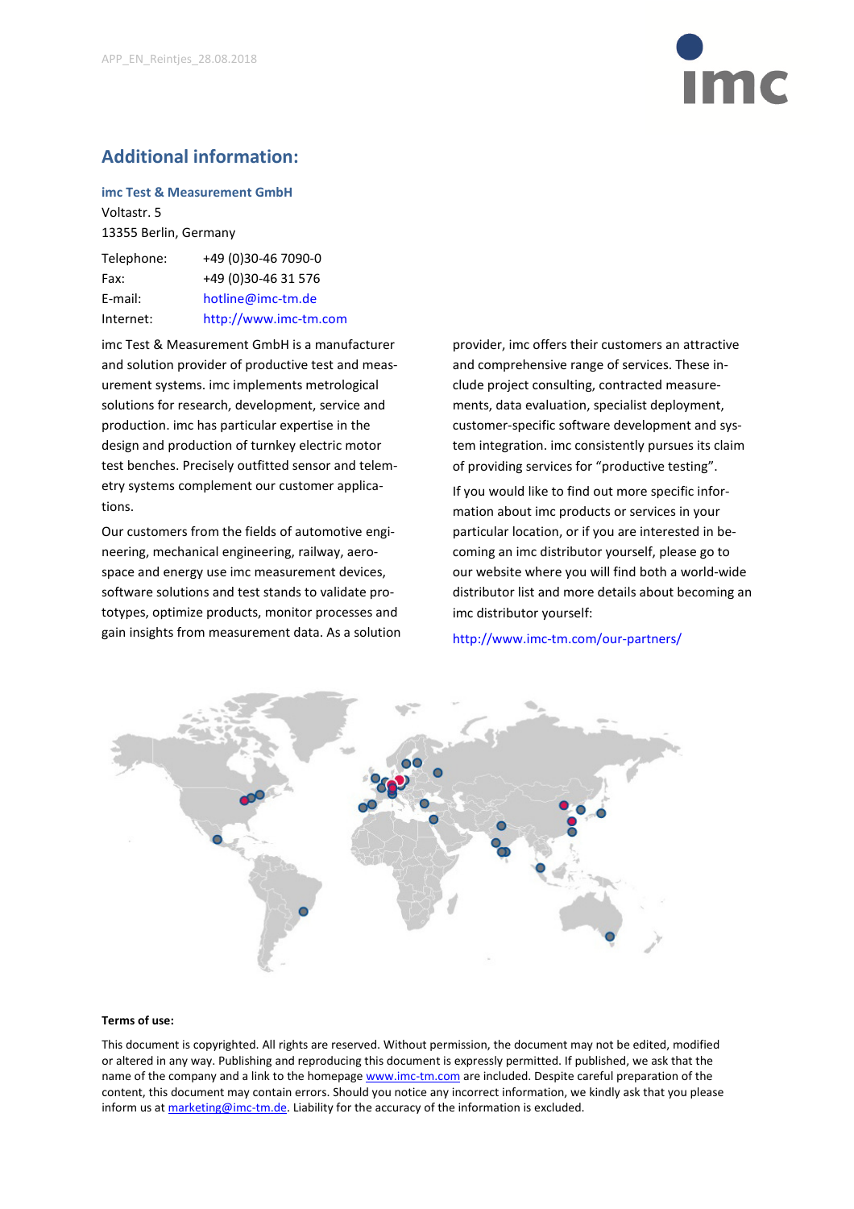## Additional information:

**imc Test & Measurement GmbH**
Voltastr. 5
13355 Berlin, Germany

| | |
|---|---|
| Telephone: | +49 (0)30-46 7090-0 |
| Fax: | +49 (0)30-46 31 576 |
| E-mail: | hotline@imc-tm.de |
| Internet: | http://www.imc-tm.com |

imc Test & Measurement GmbH is a manufacturer and solution provider of productive test and measurement systems. imc implements metrological solutions for research, development, service and production. imc has particular expertise in the design and production of turnkey electric motor test benches. Precisely outfitted sensor and telemetry systems complement our customer applications.

Our customers from the fields of automotive engineering, mechanical engineering, railway, aerospace and energy use imc measurement devices, software solutions and test stands to validate prototypes, optimize products, monitor processes and gain insights from measurement data. As a solution provider, imc offers their customers an attractive and comprehensive range of services. These include project consulting, contracted measurements, data evaluation, specialist deployment, customer-specific software development and system integration. imc consistently pursues its claim of providing services for "productive testing".

If you would like to find out more specific information about imc products or services in your particular location, or if you are interested in becoming an imc distributor yourself, please go to our website where you will find both a world-wide distributor list and more details about becoming an imc distributor yourself:

http://www.imc-tm.com/our-partners/

**Terms of use:**

This document is copyrighted. All rights are reserved. Without permission, the document may not be edited, modified or altered in any way. Publishing and reproducing this document is expressly permitted. If published, we ask that the name of the company and a link to the homepage www.imc-tm.com are included. Despite careful preparation of the content, this document may contain errors. Should you notice any incorrect information, we kindly ask that you please inform us at marketing@imc-tm.de. Liability for the accuracy of the information is excluded.